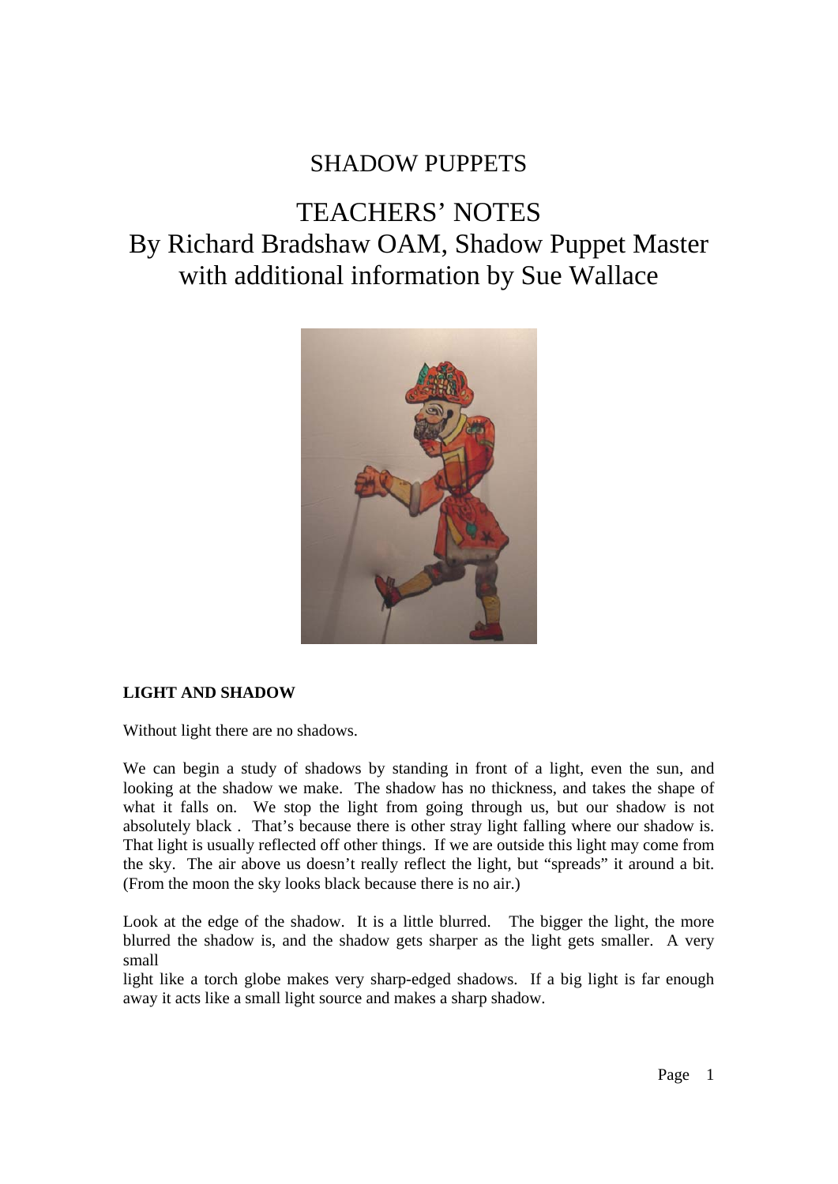# SHADOW PUPPETS

## TEACHERS' NOTES

## By Richard Bradshaw OAM, Shadow Puppet Master with additional information by Sue Wallace

**LIGHT AND SHADOW**

Without light there are no shadows.

We can begin a study of shadows by standing in front of a light, even the sun, and looking at the shadow we make. The shadow has no thickness, and takes the shape of what it falls on. We stop the light from going through us, but our shadow is not absolutely black . That's because there is other stray light falling where our shadow is. That light is usually reflected off other things. If we are outside this light may come from the sky. The air above us doesn't really reflect the light, but "spreads" it around a bit. (From the moon the sky looks black because there is no air.)

Look at the edge of the shadow. It is a little blurred. The bigger the light, the more blurred the shadow is, and the shadow gets sharper as the light gets smaller. A very small light like a torch globe makes very sharp-edged shadows. If a big light is far enough away it acts like a small light source and makes a sharp shadow.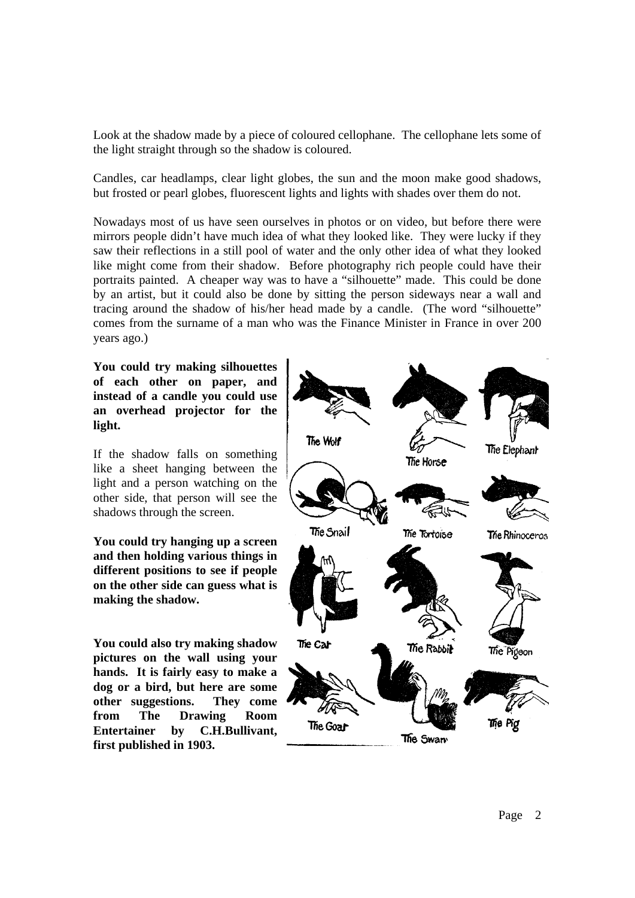Look at the shadow made by a piece of coloured cellophane. The cellophane lets some of the light straight through so the shadow is coloured.

Candles, car headlamps, clear light globes, the sun and the moon make good shadows, but frosted or pearl globes, fluorescent lights and lights with shades over them do not.

Nowadays most of us have seen ourselves in photos or on video, but before there were mirrors people didn't have much idea of what they looked like. They were lucky if they saw their reflections in a still pool of water and the only other idea of what they looked like might come from their shadow. Before photography rich people could have their portraits painted. A cheaper way was to have a "silhouette" made. This could be done by an artist, but it could also be done by sitting the person sideways near a wall and tracing around the shadow of his/her head made by a candle. (The word "silhouette" comes from the surname of a man who was the Finance Minister in France in over 200 years ago.)

**You could try making silhouettes of each other on paper, and instead of a candle you could use an overhead projector for the light.**

If the shadow falls on something like a sheet hanging between the light and a person watching on the other side, that person will see the shadows through the screen.

**You could try hanging up a screen and then holding various things in different positions to see if people on the other side can guess what is making the shadow.**

**You could also try making shadow pictures on the wall using your hands. It is fairly easy to make a dog or a bird, but here are some other suggestions. They come from The Drawing Room Entertainer by C.H.Bullivant, first published in 1903.**

The Wolf | The Horse | The Elephant | The Snail | The Tortoise | The Rhinoceros | The Cat | The Rabbit | The Pigeon | The Goat | The Swan | The Pig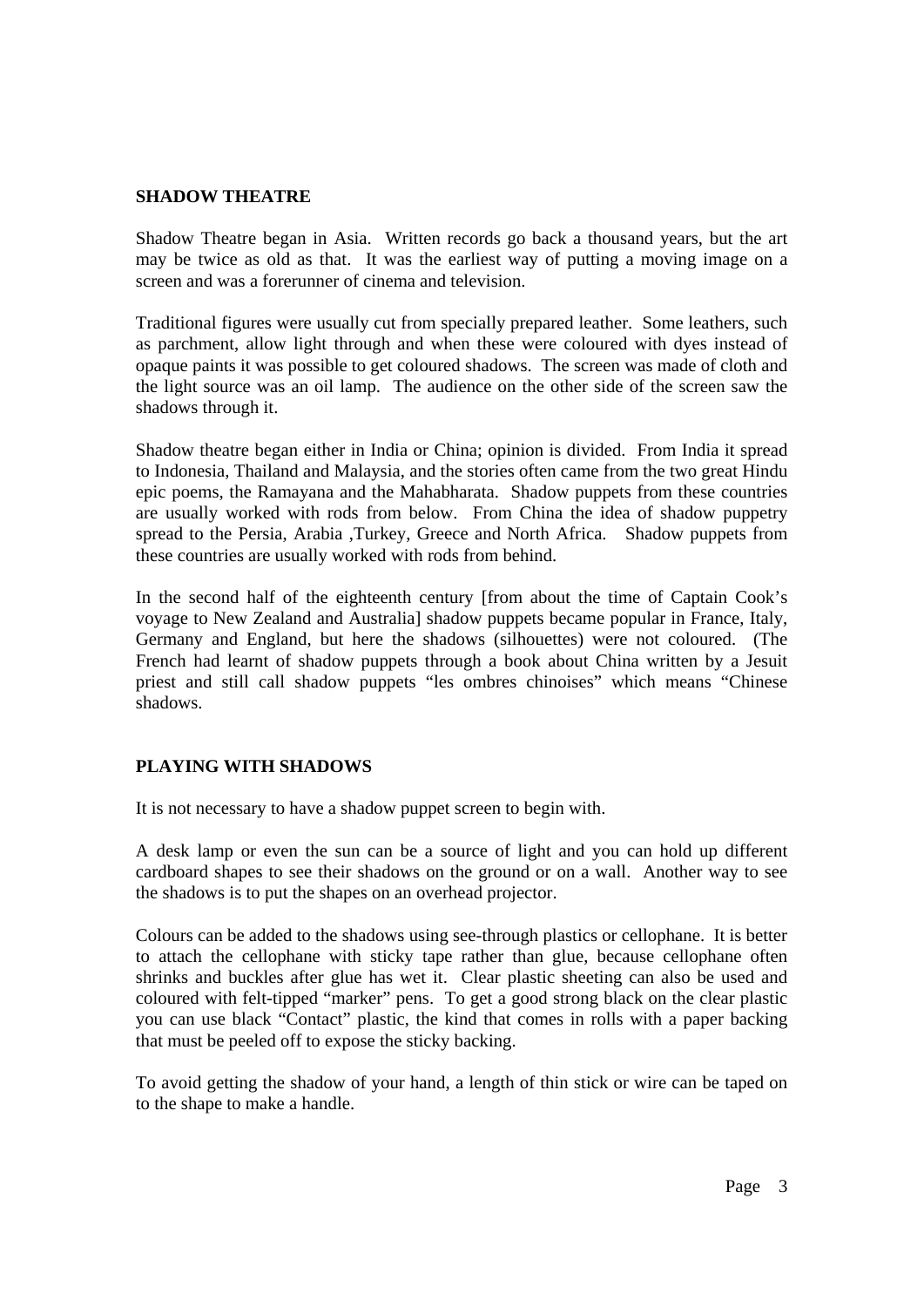## SHADOW THEATRE

Shadow Theatre began in Asia. Written records go back a thousand years, but the art may be twice as old as that. It was the earliest way of putting a moving image on a screen and was a forerunner of cinema and television.

Traditional figures were usually cut from specially prepared leather. Some leathers, such as parchment, allow light through and when these were coloured with dyes instead of opaque paints it was possible to get coloured shadows. The screen was made of cloth and the light source was an oil lamp. The audience on the other side of the screen saw the shadows through it.

Shadow theatre began either in India or China; opinion is divided. From India it spread to Indonesia, Thailand and Malaysia, and the stories often came from the two great Hindu epic poems, the Ramayana and the Mahabharata. Shadow puppets from these countries are usually worked with rods from below. From China the idea of shadow puppetry spread to the Persia, Arabia ,Turkey, Greece and North Africa. Shadow puppets from these countries are usually worked with rods from behind.

In the second half of the eighteenth century [from about the time of Captain Cook's voyage to New Zealand and Australia] shadow puppets became popular in France, Italy, Germany and England, but here the shadows (silhouettes) were not coloured. (The French had learnt of shadow puppets through a book about China written by a Jesuit priest and still call shadow puppets "les ombres chinoises" which means "Chinese shadows.

## PLAYING WITH SHADOWS

It is not necessary to have a shadow puppet screen to begin with.

A desk lamp or even the sun can be a source of light and you can hold up different cardboard shapes to see their shadows on the ground or on a wall. Another way to see the shadows is to put the shapes on an overhead projector.

Colours can be added to the shadows using see-through plastics or cellophane. It is better to attach the cellophane with sticky tape rather than glue, because cellophane often shrinks and buckles after glue has wet it. Clear plastic sheeting can also be used and coloured with felt-tipped "marker" pens. To get a good strong black on the clear plastic you can use black "Contact" plastic, the kind that comes in rolls with a paper backing that must be peeled off to expose the sticky backing.

To avoid getting the shadow of your hand, a length of thin stick or wire can be taped on to the shape to make a handle.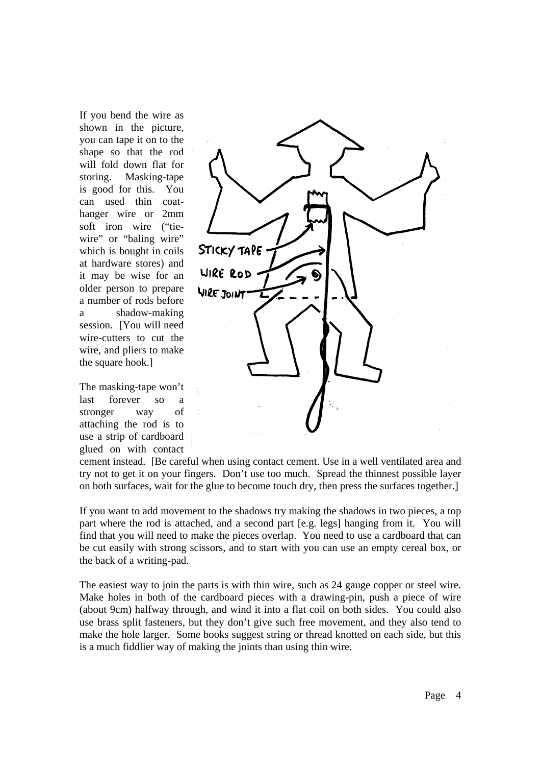If you bend the wire as shown in the picture, you can tape it on to the shape so that the rod will fold down flat for storing. Masking-tape is good for this. You can used thin coat-hanger wire or 2mm soft iron wire ("tie-wire" or "baling wire" which is bought in coils at hardware stores) and it may be wise for an older person to prepare a number of rods before a shadow-making session. [You will need wire-cutters to cut the wire, and pliers to make the square hook.]

The masking-tape won't last forever so a stronger way of attaching the rod is to use a strip of cardboard glued on with contact cement instead. [Be careful when using contact cement. Use in a well ventilated area and try not to get it on your fingers. Don't use too much. Spread the thinnest possible layer on both surfaces, wait for the glue to become touch dry, then press the surfaces together.]

If you want to add movement to the shadows try making the shadows in two pieces, a top part where the rod is attached, and a second part [e.g. legs] hanging from it. You will find that you will need to make the pieces overlap. You need to use a cardboard that can be cut easily with strong scissors, and to start with you can use an empty cereal box, or the back of a writing-pad.

The easiest way to join the parts is with thin wire, such as 24 gauge copper or steel wire. Make holes in both of the cardboard pieces with a drawing-pin, push a piece of wire (about 9cm) halfway through, and wind it into a flat coil on both sides. You could also use brass split fasteners, but they don't give such free movement, and they also tend to make the hole larger. Some books suggest string or thread knotted on each side, but this is a much fiddlier way of making the joints than using thin wire.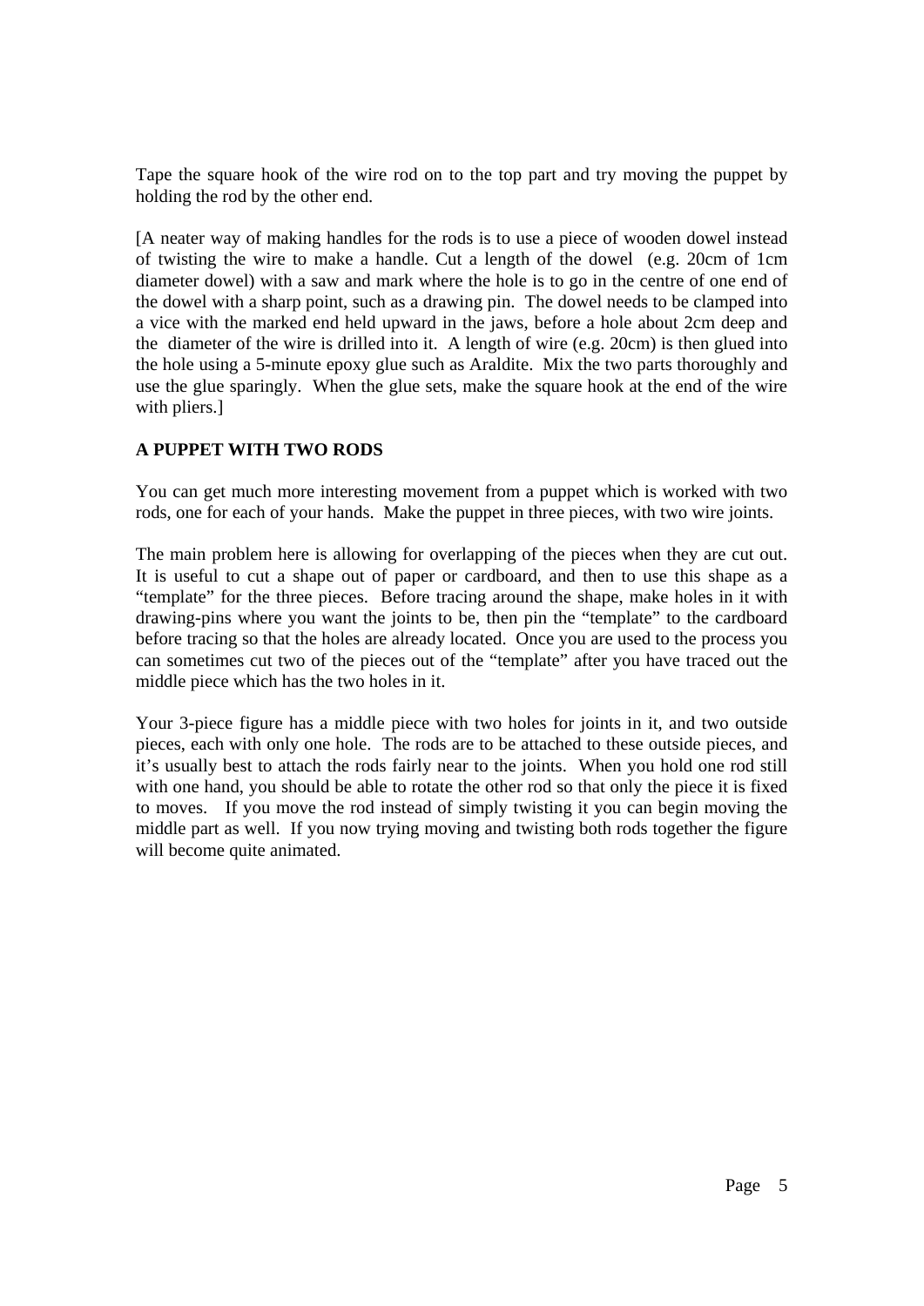Tape the square hook of the wire rod on to the top part and try moving the puppet by holding the rod by the other end.

[A neater way of making handles for the rods is to use a piece of wooden dowel instead of twisting the wire to make a handle. Cut a length of the dowel (e.g. 20cm of 1cm diameter dowel) with a saw and mark where the hole is to go in the centre of one end of the dowel with a sharp point, such as a drawing pin. The dowel needs to be clamped into a vice with the marked end held upward in the jaws, before a hole about 2cm deep and the diameter of the wire is drilled into it. A length of wire (e.g. 20cm) is then glued into the hole using a 5-minute epoxy glue such as Araldite. Mix the two parts thoroughly and use the glue sparingly. When the glue sets, make the square hook at the end of the wire with pliers.]

**A PUPPET WITH TWO RODS**

You can get much more interesting movement from a puppet which is worked with two rods, one for each of your hands. Make the puppet in three pieces, with two wire joints.

The main problem here is allowing for overlapping of the pieces when they are cut out. It is useful to cut a shape out of paper or cardboard, and then to use this shape as a "template" for the three pieces. Before tracing around the shape, make holes in it with drawing-pins where you want the joints to be, then pin the "template" to the cardboard before tracing so that the holes are already located. Once you are used to the process you can sometimes cut two of the pieces out of the "template" after you have traced out the middle piece which has the two holes in it.

Your 3-piece figure has a middle piece with two holes for joints in it, and two outside pieces, each with only one hole. The rods are to be attached to these outside pieces, and it's usually best to attach the rods fairly near to the joints. When you hold one rod still with one hand, you should be able to rotate the other rod so that only the piece it is fixed to moves. If you move the rod instead of simply twisting it you can begin moving the middle part as well. If you now trying moving and twisting both rods together the figure will become quite animated.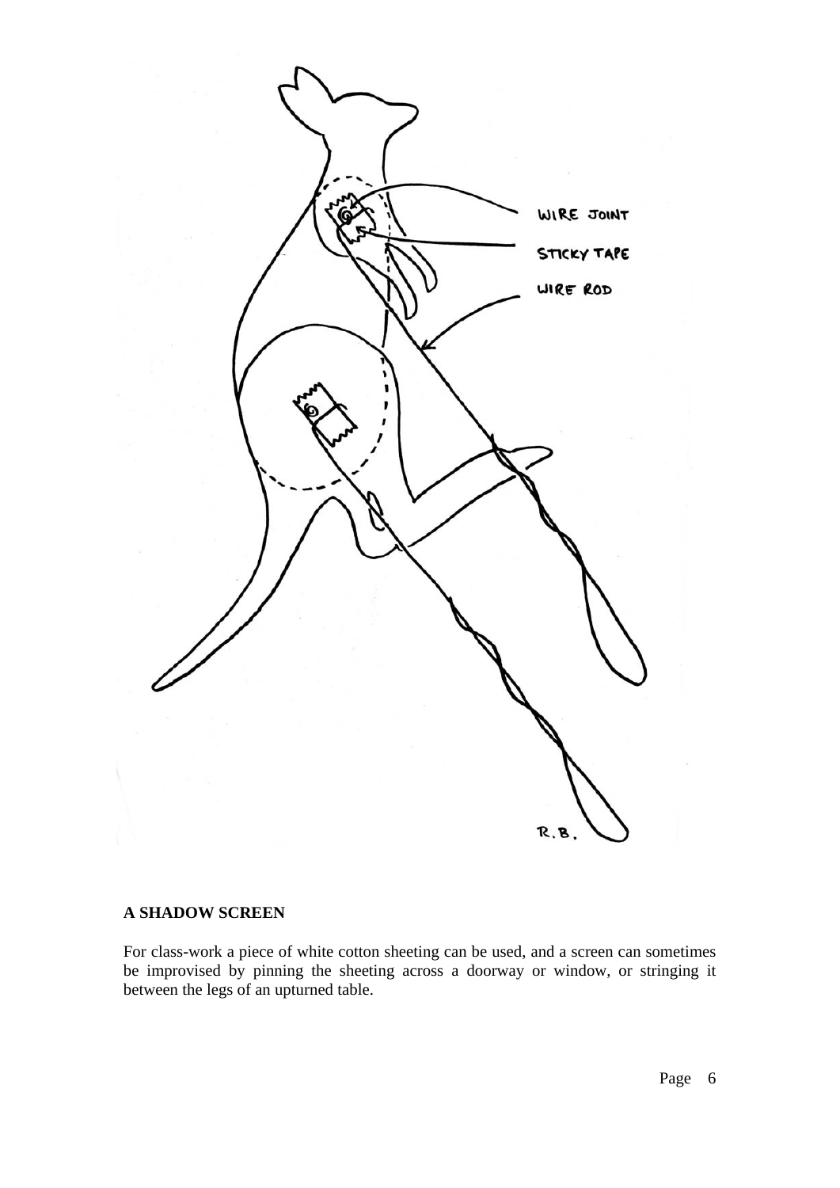## A SHADOW SCREEN

For class-work a piece of white cotton sheeting can be used, and a screen can sometimes be improvised by pinning the sheeting across a doorway or window, or stringing it between the legs of an upturned table.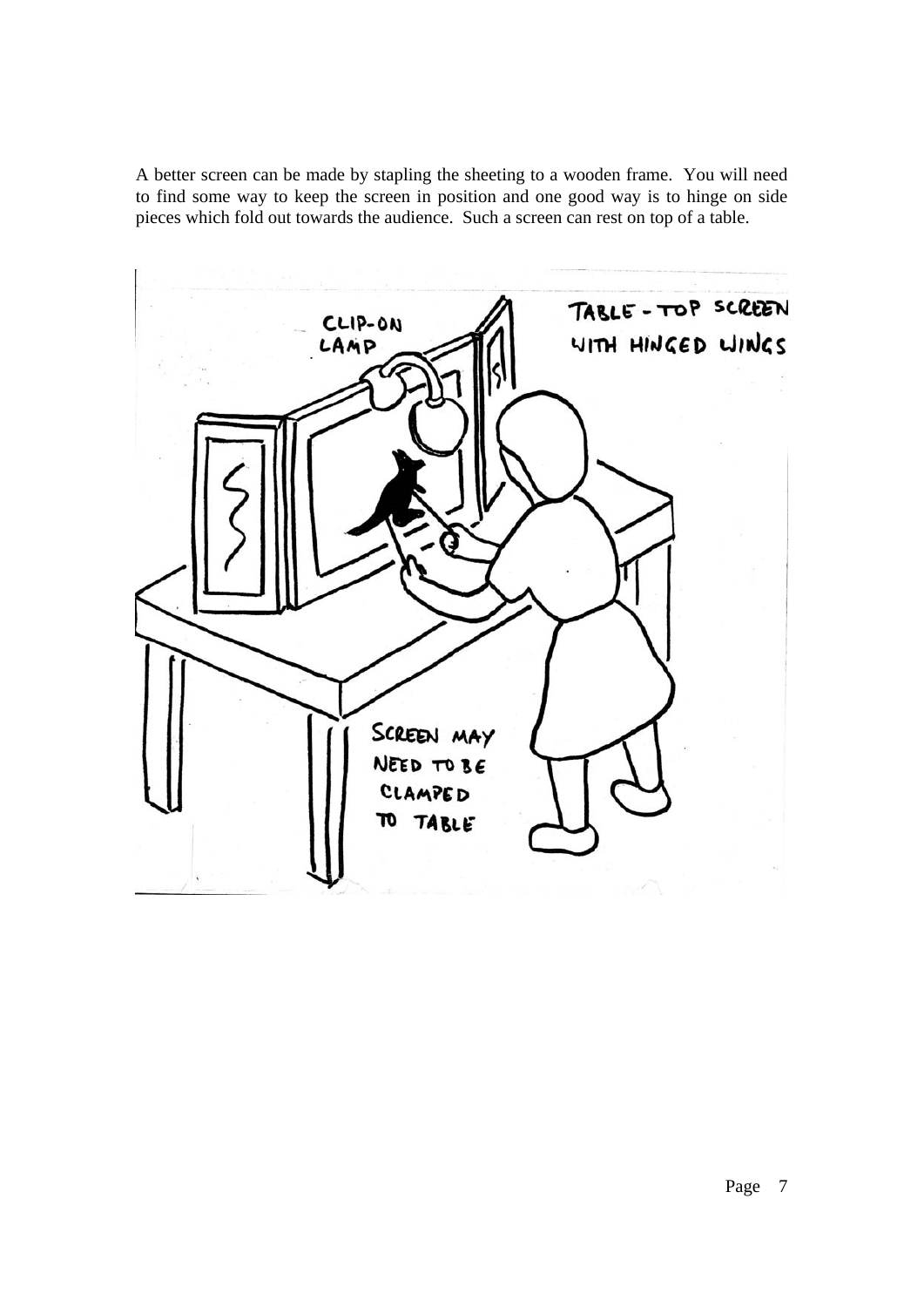A better screen can be made by stapling the sheeting to a wooden frame. You will need to find some way to keep the screen in position and one good way is to hinge on side pieces which fold out towards the audience. Such a screen can rest on top of a table.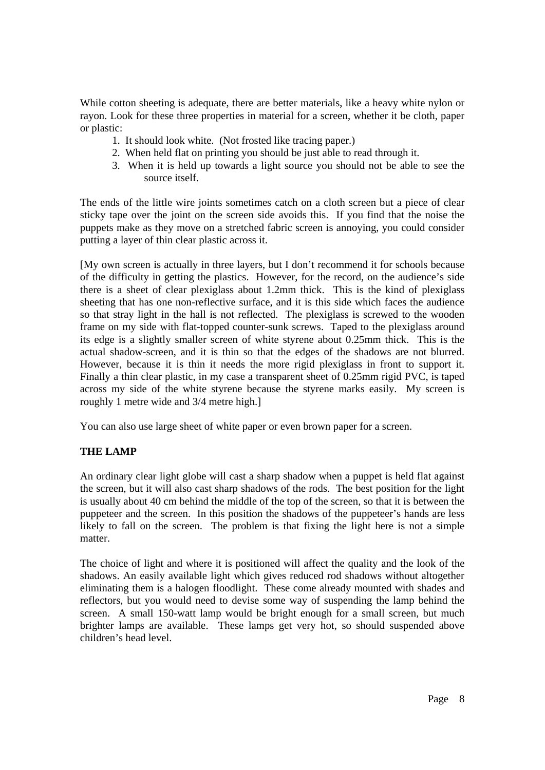While cotton sheeting is adequate, there are better materials, like a heavy white nylon or rayon. Look for these three properties in material for a screen, whether it be cloth, paper or plastic:

1. It should look white. (Not frosted like tracing paper.)
2. When held flat on printing you should be just able to read through it.
3. When it is held up towards a light source you should not be able to see the source itself.

The ends of the little wire joints sometimes catch on a cloth screen but a piece of clear sticky tape over the joint on the screen side avoids this. If you find that the noise the puppets make as they move on a stretched fabric screen is annoying, you could consider putting a layer of thin clear plastic across it.

[My own screen is actually in three layers, but I don't recommend it for schools because of the difficulty in getting the plastics. However, for the record, on the audience's side there is a sheet of clear plexiglass about 1.2mm thick. This is the kind of plexiglass sheeting that has one non-reflective surface, and it is this side which faces the audience so that stray light in the hall is not reflected. The plexiglass is screwed to the wooden frame on my side with flat-topped counter-sunk screws. Taped to the plexiglass around its edge is a slightly smaller screen of white styrene about 0.25mm thick. This is the actual shadow-screen, and it is thin so that the edges of the shadows are not blurred. However, because it is thin it needs the more rigid plexiglass in front to support it. Finally a thin clear plastic, in my case a transparent sheet of 0.25mm rigid PVC, is taped across my side of the white styrene because the styrene marks easily. My screen is roughly 1 metre wide and 3/4 metre high.]

You can also use large sheet of white paper or even brown paper for a screen.

**THE LAMP**

An ordinary clear light globe will cast a sharp shadow when a puppet is held flat against the screen, but it will also cast sharp shadows of the rods. The best position for the light is usually about 40 cm behind the middle of the top of the screen, so that it is between the puppeteer and the screen. In this position the shadows of the puppeteer's hands are less likely to fall on the screen. The problem is that fixing the light here is not a simple matter.

The choice of light and where it is positioned will affect the quality and the look of the shadows. An easily available light which gives reduced rod shadows without altogether eliminating them is a halogen floodlight. These come already mounted with shades and reflectors, but you would need to devise some way of suspending the lamp behind the screen. A small 150-watt lamp would be bright enough for a small screen, but much brighter lamps are available. These lamps get very hot, so should suspended above children's head level.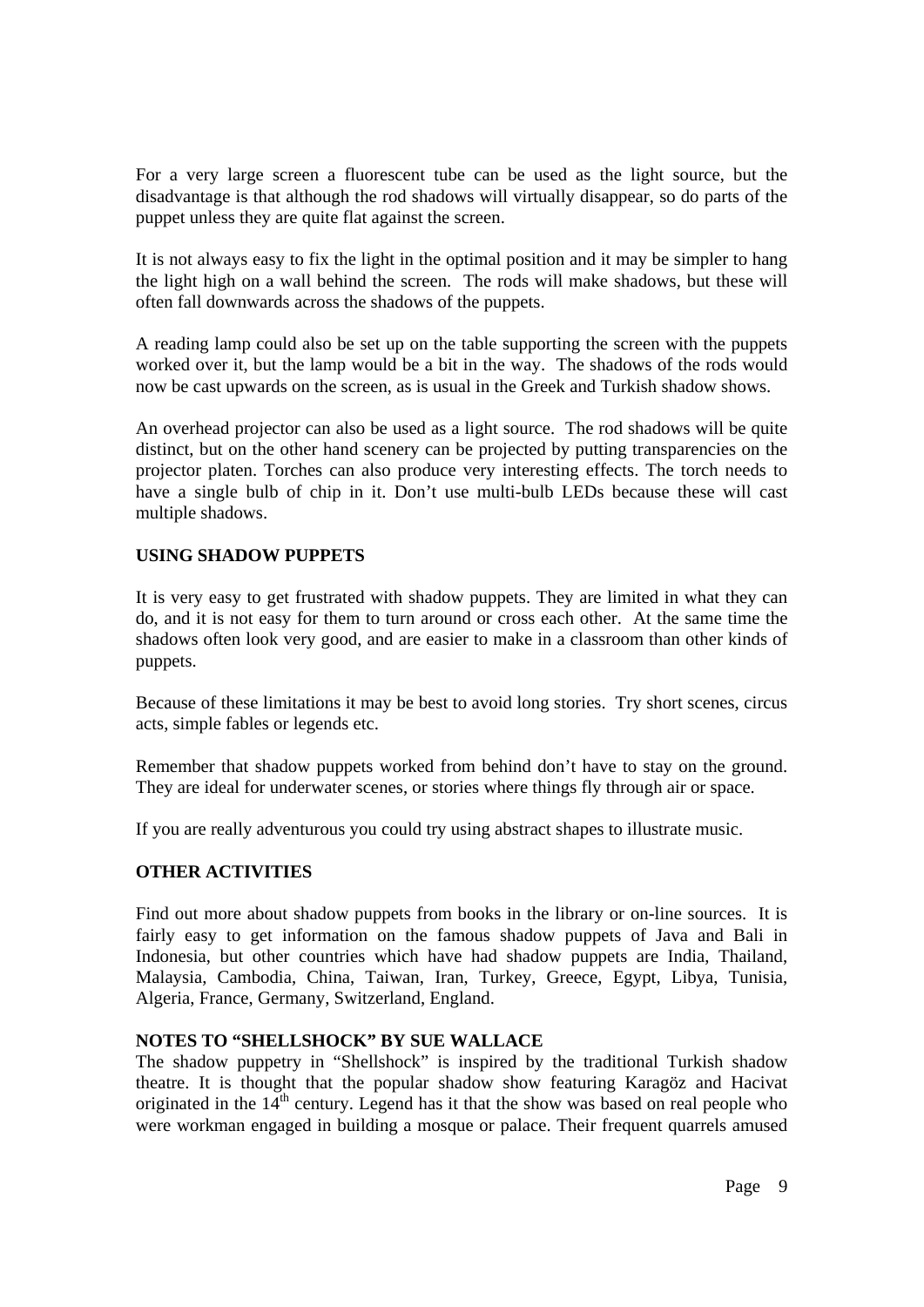For a very large screen a fluorescent tube can be used as the light source, but the disadvantage is that although the rod shadows will virtually disappear, so do parts of the puppet unless they are quite flat against the screen.

It is not always easy to fix the light in the optimal position and it may be simpler to hang the light high on a wall behind the screen. The rods will make shadows, but these will often fall downwards across the shadows of the puppets.

A reading lamp could also be set up on the table supporting the screen with the puppets worked over it, but the lamp would be a bit in the way. The shadows of the rods would now be cast upwards on the screen, as is usual in the Greek and Turkish shadow shows.

An overhead projector can also be used as a light source. The rod shadows will be quite distinct, but on the other hand scenery can be projected by putting transparencies on the projector platen. Torches can also produce very interesting effects. The torch needs to have a single bulb of chip in it. Don't use multi-bulb LEDs because these will cast multiple shadows.

**USING SHADOW PUPPETS**

It is very easy to get frustrated with shadow puppets. They are limited in what they can do, and it is not easy for them to turn around or cross each other. At the same time the shadows often look very good, and are easier to make in a classroom than other kinds of puppets.

Because of these limitations it may be best to avoid long stories. Try short scenes, circus acts, simple fables or legends etc.

Remember that shadow puppets worked from behind don't have to stay on the ground. They are ideal for underwater scenes, or stories where things fly through air or space.

If you are really adventurous you could try using abstract shapes to illustrate music.

**OTHER ACTIVITIES**

Find out more about shadow puppets from books in the library or on-line sources. It is fairly easy to get information on the famous shadow puppets of Java and Bali in Indonesia, but other countries which have had shadow puppets are India, Thailand, Malaysia, Cambodia, China, Taiwan, Iran, Turkey, Greece, Egypt, Libya, Tunisia, Algeria, France, Germany, Switzerland, England.

**NOTES TO "SHELLSHOCK" BY SUE WALLACE**

The shadow puppetry in "Shellshock" is inspired by the traditional Turkish shadow theatre. It is thought that the popular shadow show featuring Karagöz and Hacivat originated in the 14th century. Legend has it that the show was based on real people who were workman engaged in building a mosque or palace. Their frequent quarrels amused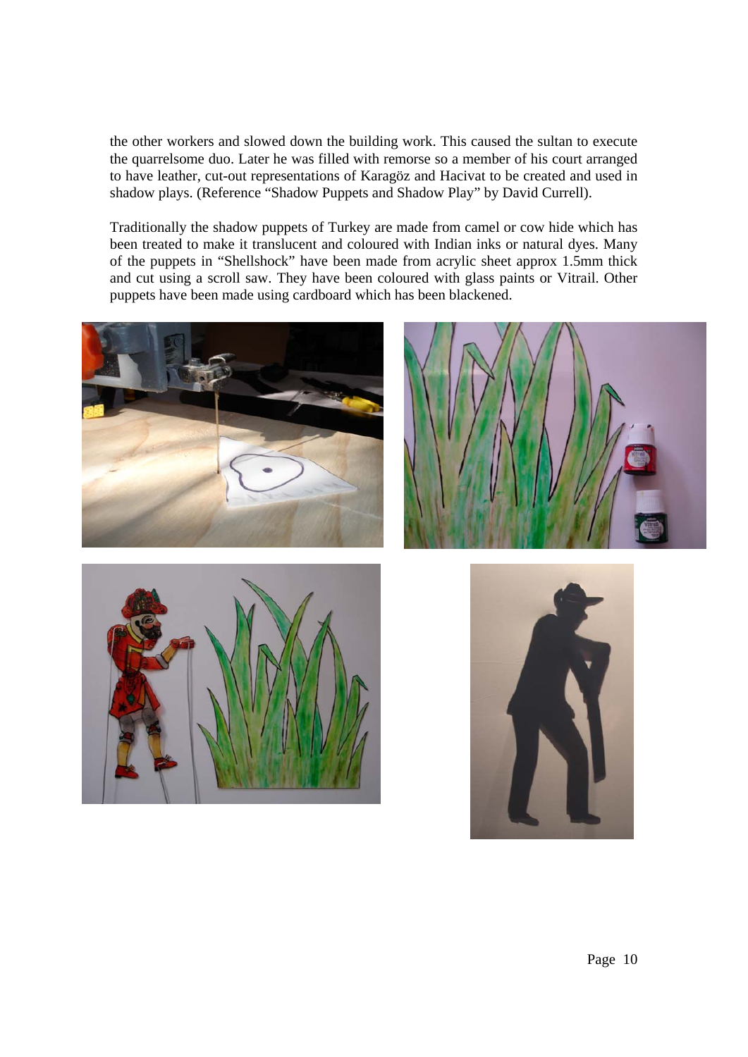the other workers and slowed down the building work. This caused the sultan to execute the quarrelsome duo. Later he was filled with remorse so a member of his court arranged to have leather, cut-out representations of Karagöz and Hacivat to be created and used in shadow plays. (Reference "Shadow Puppets and Shadow Play" by David Currell).

Traditionally the shadow puppets of Turkey are made from camel or cow hide which has been treated to make it translucent and coloured with Indian inks or natural dyes. Many of the puppets in "Shellshock" have been made from acrylic sheet approx 1.5mm thick and cut using a scroll saw. They have been coloured with glass paints or Vitrail. Other puppets have been made using cardboard which has been blackened.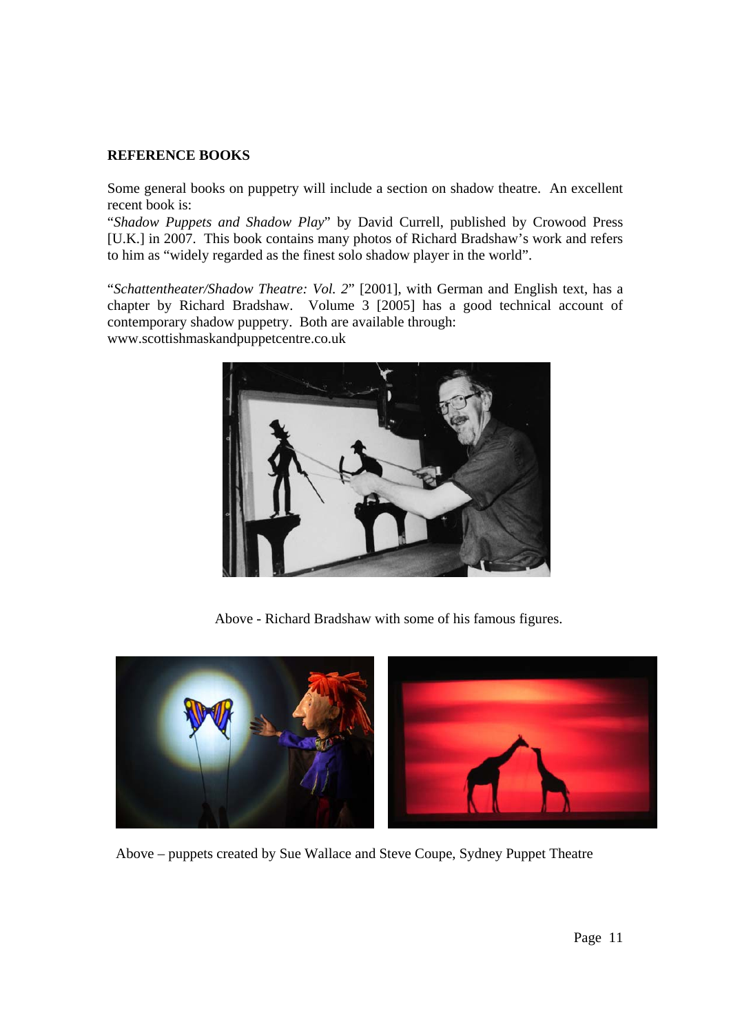## REFERENCE BOOKS

Some general books on puppetry will include a section on shadow theatre. An excellent recent book is:
"*Shadow Puppets and Shadow Play*" by David Currell, published by Crowood Press [U.K.] in 2007. This book contains many photos of Richard Bradshaw's work and refers to him as "widely regarded as the finest solo shadow player in the world".

"*Schattentheater/Shadow Theatre: Vol. 2*" [2001], with German and English text, has a chapter by Richard Bradshaw. Volume 3 [2005] has a good technical account of contemporary shadow puppetry. Both are available through:
www.scottishmaskandpuppetcentre.co.uk

Above - Richard Bradshaw with some of his famous figures.

Above – puppets created by Sue Wallace and Steve Coupe, Sydney Puppet Theatre